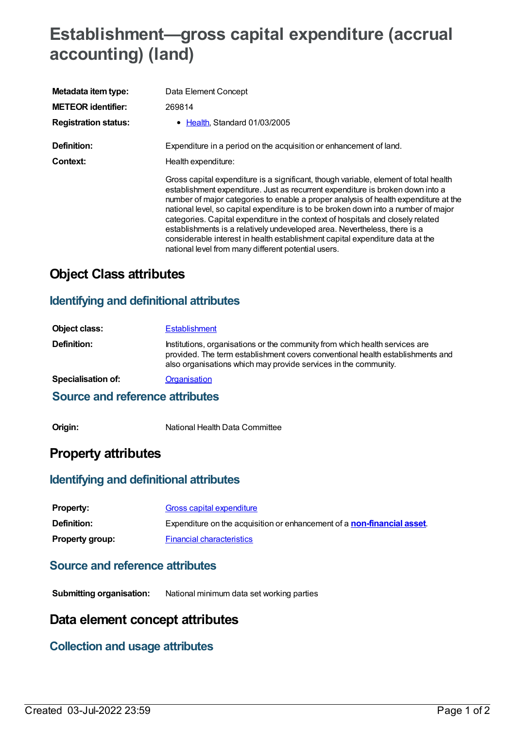# Establishment—gross capital expenditure (accrual accounting) (land)

| | |
|---|---|
| **Metadata item type:** | Data Element Concept |
| **METEOR identifier:** | 269814 |
| **Registration status:** | • Health, Standard 01/03/2005 |
| **Definition:** | Expenditure in a period on the acquisition or enhancement of land. |
| **Context:** | Health expenditure: |

Gross capital expenditure is a significant, though variable, element of total health establishment expenditure. Just as recurrent expenditure is broken down into a number of major categories to enable a proper analysis of health expenditure at the national level, so capital expenditure is to be broken down into a number of major categories. Capital expenditure in the context of hospitals and closely related establishments is a relatively undeveloped area. Nevertheless, there is a considerable interest in health establishment capital expenditure data at the national level from many different potential users.

## Object Class attributes

### Identifying and definitional attributes

| | |
|---|---|
| **Object class:** | Establishment |
| **Definition:** | Institutions, organisations or the community from which health services are provided. The term establishment covers conventional health establishments and also organisations which may provide services in the community. |
| **Specialisation of:** | Organisation |

### Source and reference attributes

| | |
|---|---|
| **Origin:** | National Health Data Committee |

## Property attributes

### Identifying and definitional attributes

| | |
|---|---|
| **Property:** | Gross capital expenditure |
| **Definition:** | Expenditure on the acquisition or enhancement of a **non-financial asset**. |
| **Property group:** | Financial characteristics |

### Source and reference attributes

| | |
|---|---|
| **Submitting organisation:** | National minimum data set working parties |

## Data element concept attributes

### Collection and usage attributes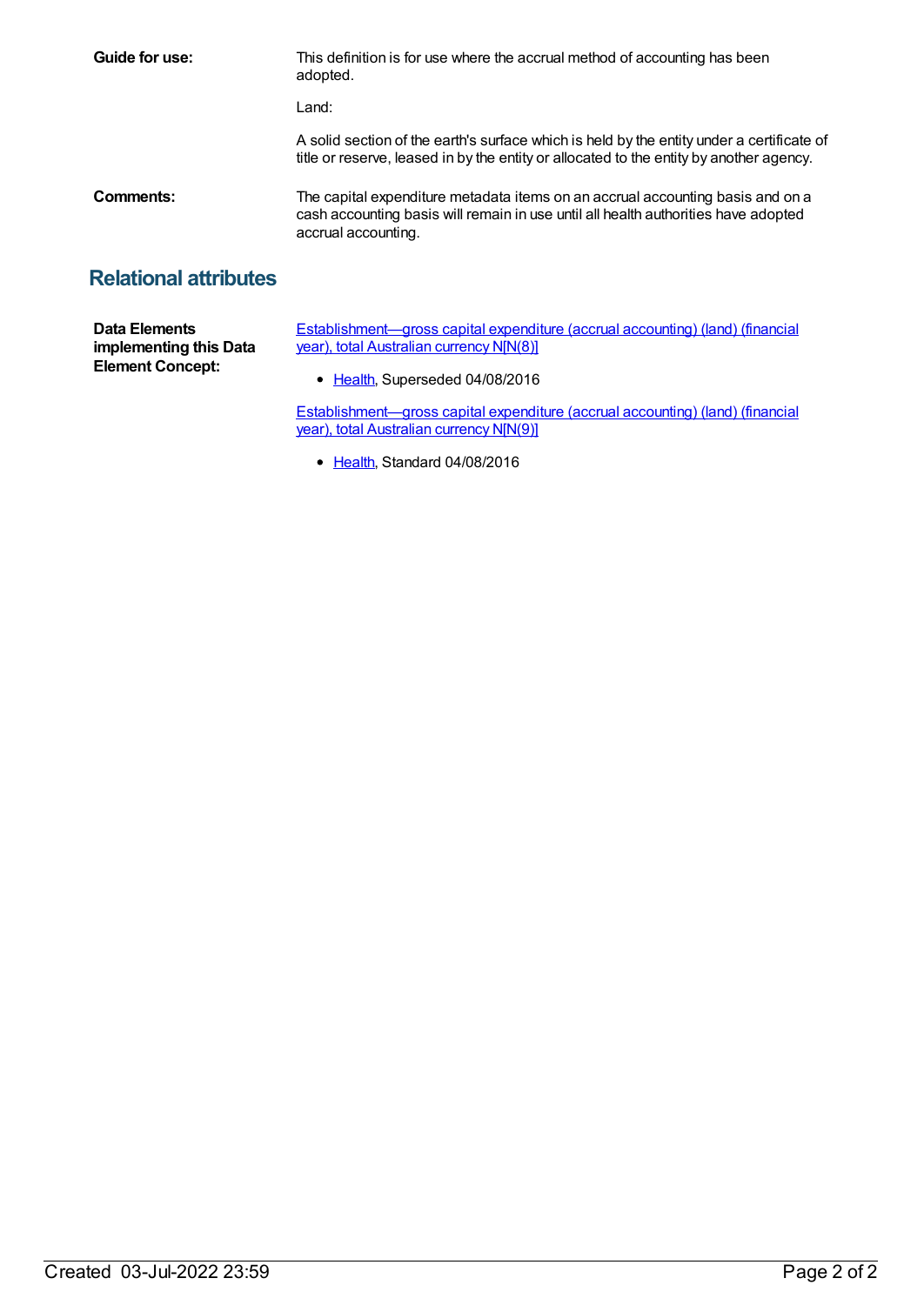**Guide for use:** This definition is for use where the accrual method of accounting has been adopted.

Land:

A solid section of the earth's surface which is held by the entity under a certificate of title or reserve, leased in by the entity or allocated to the entity by another agency.

**Comments:** The capital expenditure metadata items on an accrual accounting basis and on a cash accounting basis will remain in use until all health authorities have adopted accrual accounting.

## Relational attributes

**Data Elements implementing this Data Element Concept:**

Establishment—gross capital expenditure (accrual accounting) (land) (financial year), total Australian currency N[N(8)]

- Health, Superseded 04/08/2016

Establishment—gross capital expenditure (accrual accounting) (land) (financial year), total Australian currency N[N(9)]

- Health, Standard 04/08/2016